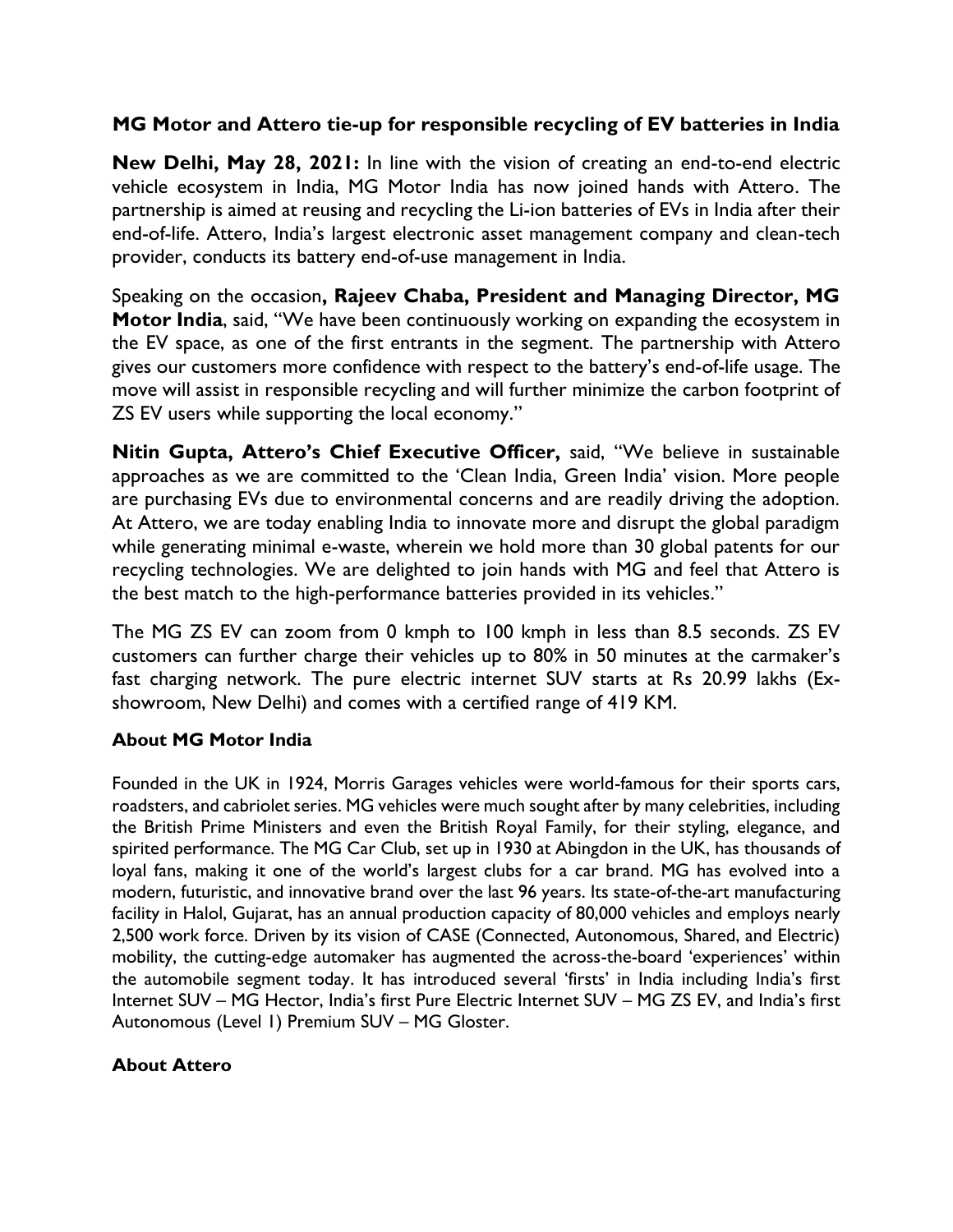## MG Motor and Attero tie-up for responsible recycling of EV batteries in India

**New Delhi, May 28, 2021:** In line with the vision of creating an end-to-end electric vehicle ecosystem in India, MG Motor India has now joined hands with Attero. The partnership is aimed at reusing and recycling the Li-ion batteries of EVs in India after their end-of-life. Attero, India's largest electronic asset management company and clean-tech provider, conducts its battery end-of-use management in India.

Speaking on the occasion**, Rajeev Chaba, President and Managing Director, MG Motor India**, said, "We have been continuously working on expanding the ecosystem in the EV space, as one of the first entrants in the segment. The partnership with Attero gives our customers more confidence with respect to the battery's end-of-life usage. The move will assist in responsible recycling and will further minimize the carbon footprint of ZS EV users while supporting the local economy."

**Nitin Gupta, Attero's Chief Executive Officer,** said, "We believe in sustainable approaches as we are committed to the 'Clean India, Green India' vision. More people are purchasing EVs due to environmental concerns and are readily driving the adoption. At Attero, we are today enabling India to innovate more and disrupt the global paradigm while generating minimal e-waste, wherein we hold more than 30 global patents for our recycling technologies. We are delighted to join hands with MG and feel that Attero is the best match to the high-performance batteries provided in its vehicles."

The MG ZS EV can zoom from 0 kmph to 100 kmph in less than 8.5 seconds. ZS EV customers can further charge their vehicles up to 80% in 50 minutes at the carmaker's fast charging network. The pure electric internet SUV starts at Rs 20.99 lakhs (Ex-showroom, New Delhi) and comes with a certified range of 419 KM.

### About MG Motor India

Founded in the UK in 1924, Morris Garages vehicles were world-famous for their sports cars, roadsters, and cabriolet series. MG vehicles were much sought after by many celebrities, including the British Prime Ministers and even the British Royal Family, for their styling, elegance, and spirited performance. The MG Car Club, set up in 1930 at Abingdon in the UK, has thousands of loyal fans, making it one of the world's largest clubs for a car brand. MG has evolved into a modern, futuristic, and innovative brand over the last 96 years. Its state-of-the-art manufacturing facility in Halol, Gujarat, has an annual production capacity of 80,000 vehicles and employs nearly 2,500 work force. Driven by its vision of CASE (Connected, Autonomous, Shared, and Electric) mobility, the cutting-edge automaker has augmented the across-the-board 'experiences' within the automobile segment today. It has introduced several 'firsts' in India including India's first Internet SUV – MG Hector, India's first Pure Electric Internet SUV – MG ZS EV, and India's first Autonomous (Level 1) Premium SUV – MG Gloster.

### About Attero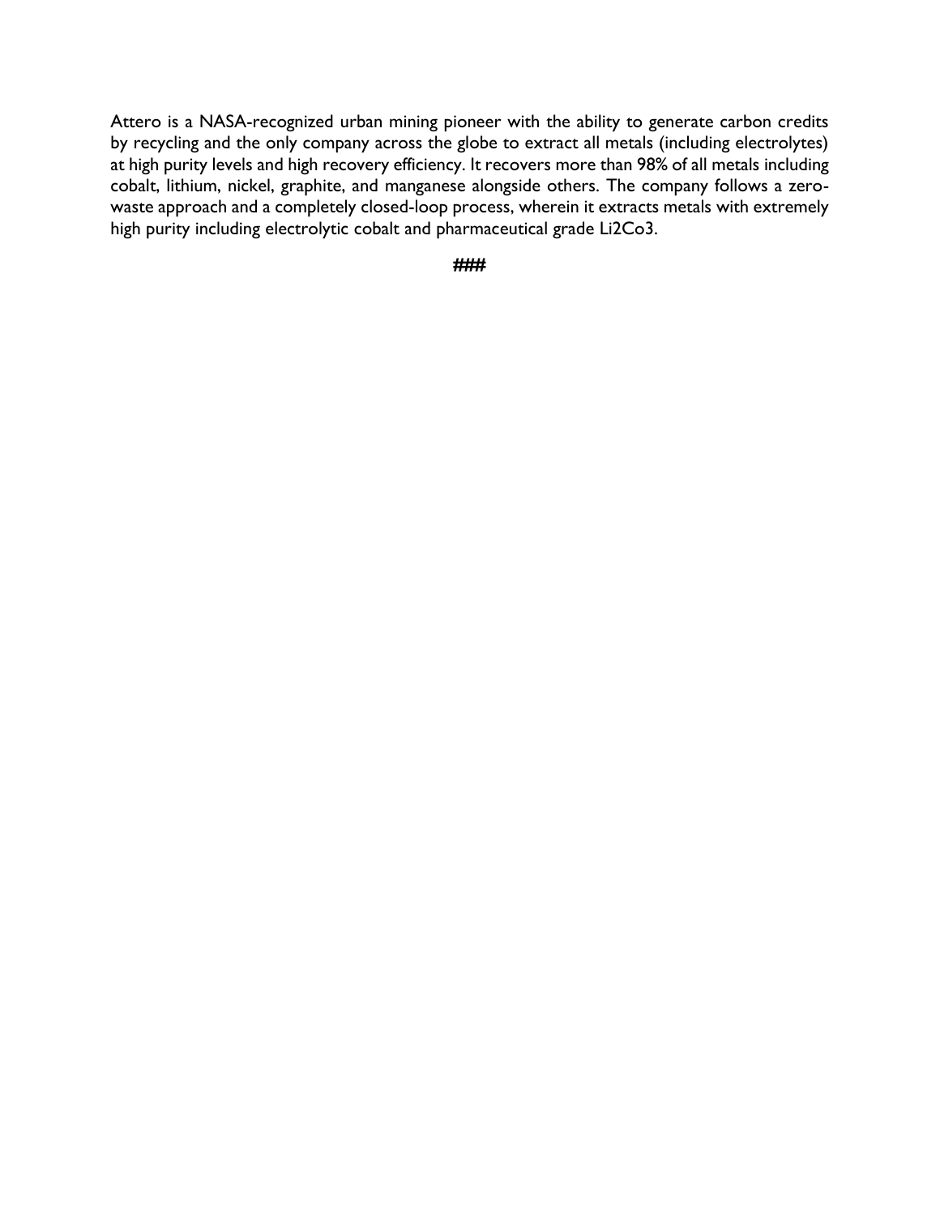Attero is a NASA-recognized urban mining pioneer with the ability to generate carbon credits by recycling and the only company across the globe to extract all metals (including electrolytes) at high purity levels and high recovery efficiency. It recovers more than 98% of all metals including cobalt, lithium, nickel, graphite, and manganese alongside others. The company follows a zero-waste approach and a completely closed-loop process, wherein it extracts metals with extremely high purity including electrolytic cobalt and pharmaceutical grade $Li_2Co_3$.

###